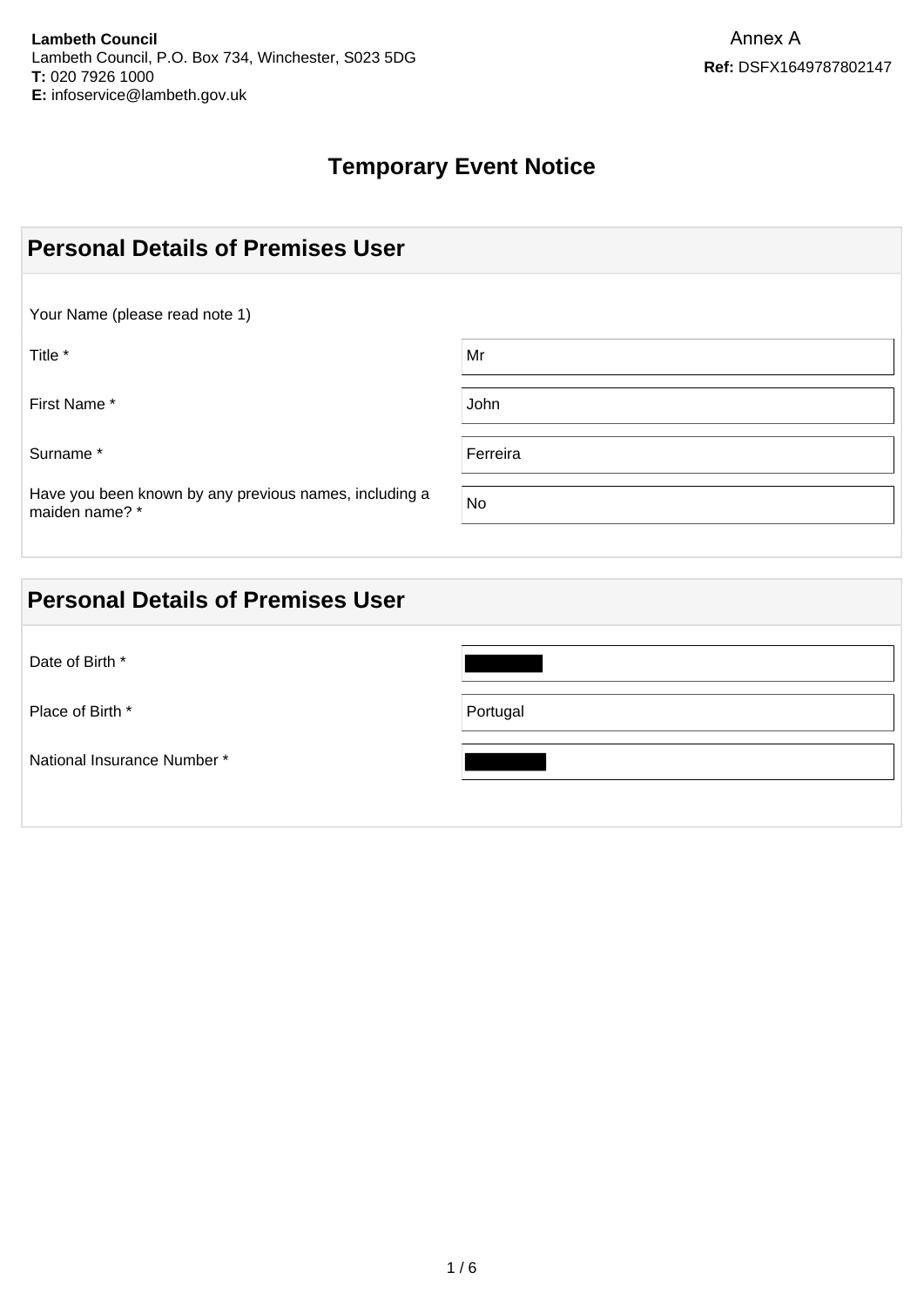**Lambeth Council**
Lambeth Council, P.O. Box 734, Winchester, S023 5DG
**T:** 020 7926 1000
**E:** infoservice@lambeth.gov.uk

Annex A
**Ref:** DSFX1649787802147

# Temporary Event Notice

## Personal Details of Premises User

Your Name (please read note 1)

| | |
|---|---|
| Title * | Mr |
| First Name * | John |
| Surname * | Ferreira |
| Have you been known by any previous names, including a maiden name? * | No |

## Personal Details of Premises User

| | |
|---|---|
| Date of Birth * | [REDACTED] |
| Place of Birth * | Portugal |
| National Insurance Number * | [REDACTED] |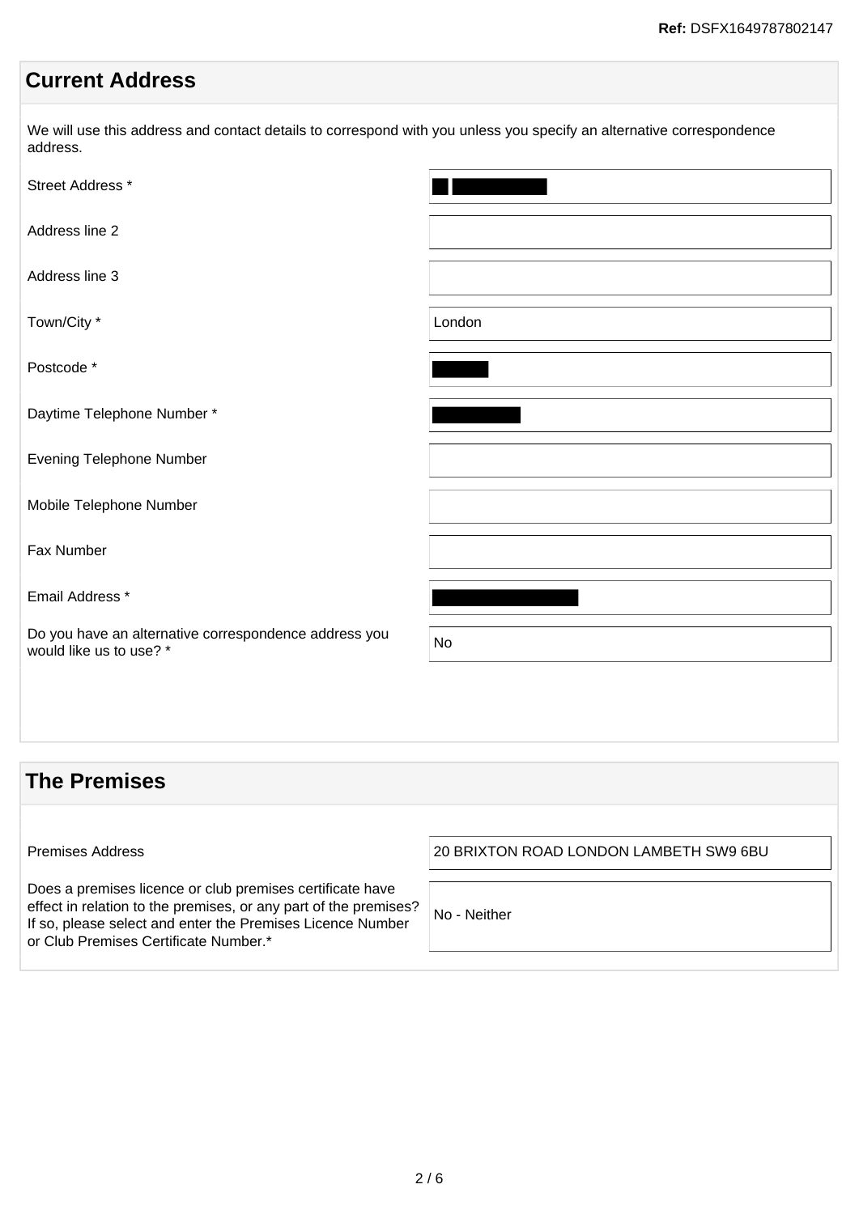Ref: DSFX1649787802147

## Current Address

We will use this address and contact details to correspond with you unless you specify an alternative correspondence address.

| Field | Value |
|---|---|
| Street Address * | ██ ██████████ |
| Address line 2 | |
| Address line 3 | |
| Town/City * | London |
| Postcode * | ██████ |
| Daytime Telephone Number * | █████████ |
| Evening Telephone Number | |
| Mobile Telephone Number | |
| Fax Number | |
| Email Address * | ███████████████ |
| Do you have an alternative correspondence address you would like us to use? * | No |

## The Premises

| Field | Value |
|---|---|
| Premises Address | 20 BRIXTON ROAD LONDON LAMBETH SW9 6BU |
| Does a premises licence or club premises certificate have effect in relation to the premises, or any part of the premises? If so, please select and enter the Premises Licence Number or Club Premises Certificate Number.* | No - Neither |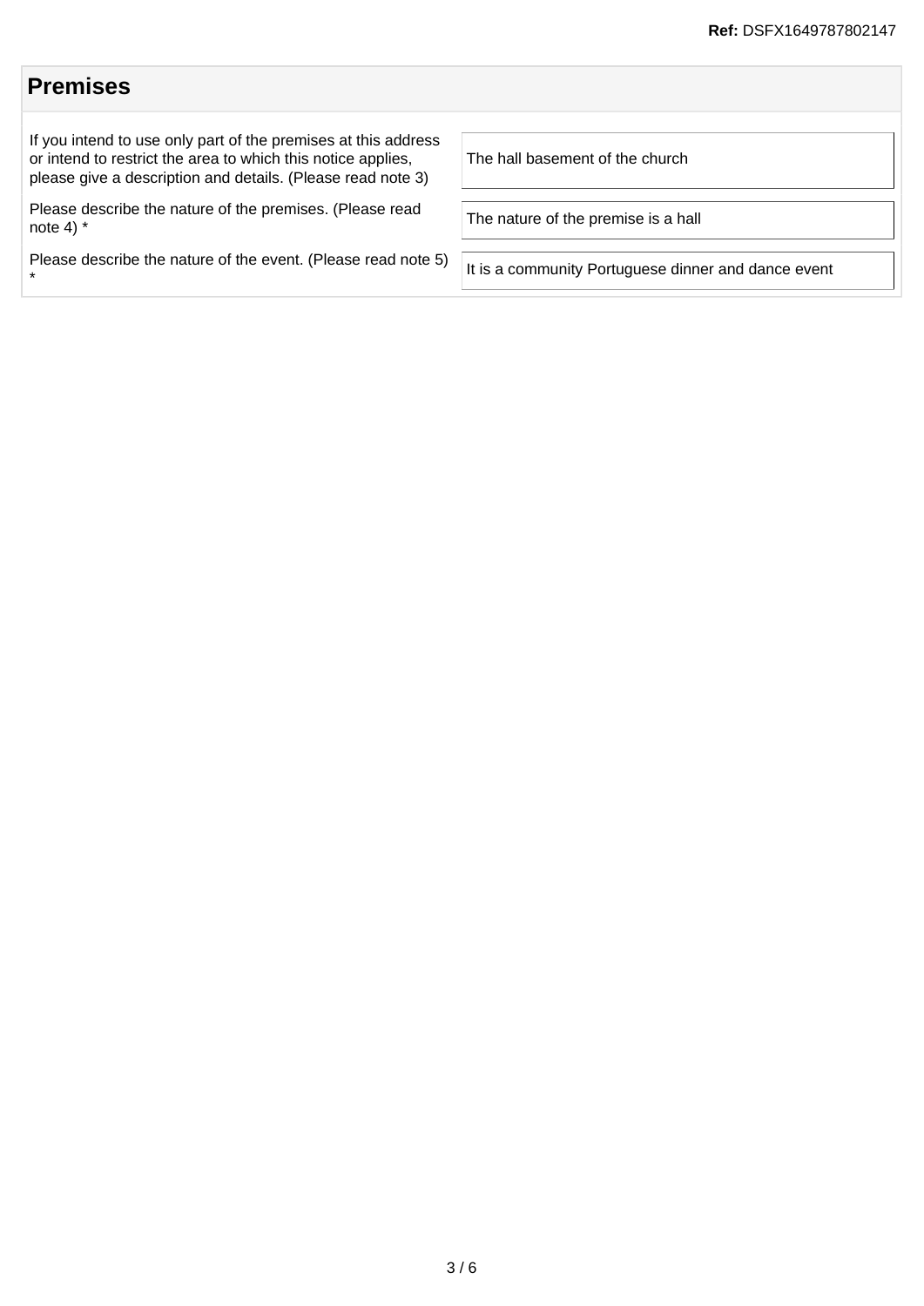## Premises

| | |
|---|---|
| If you intend to use only part of the premises at this address or intend to restrict the area to which this notice applies, please give a description and details. (Please read note 3) | The hall basement of the church |
| Please describe the nature of the premises. (Please read note 4) * | The nature of the premise is a hall |
| Please describe the nature of the event. (Please read note 5) * | It is a community Portuguese dinner and dance event |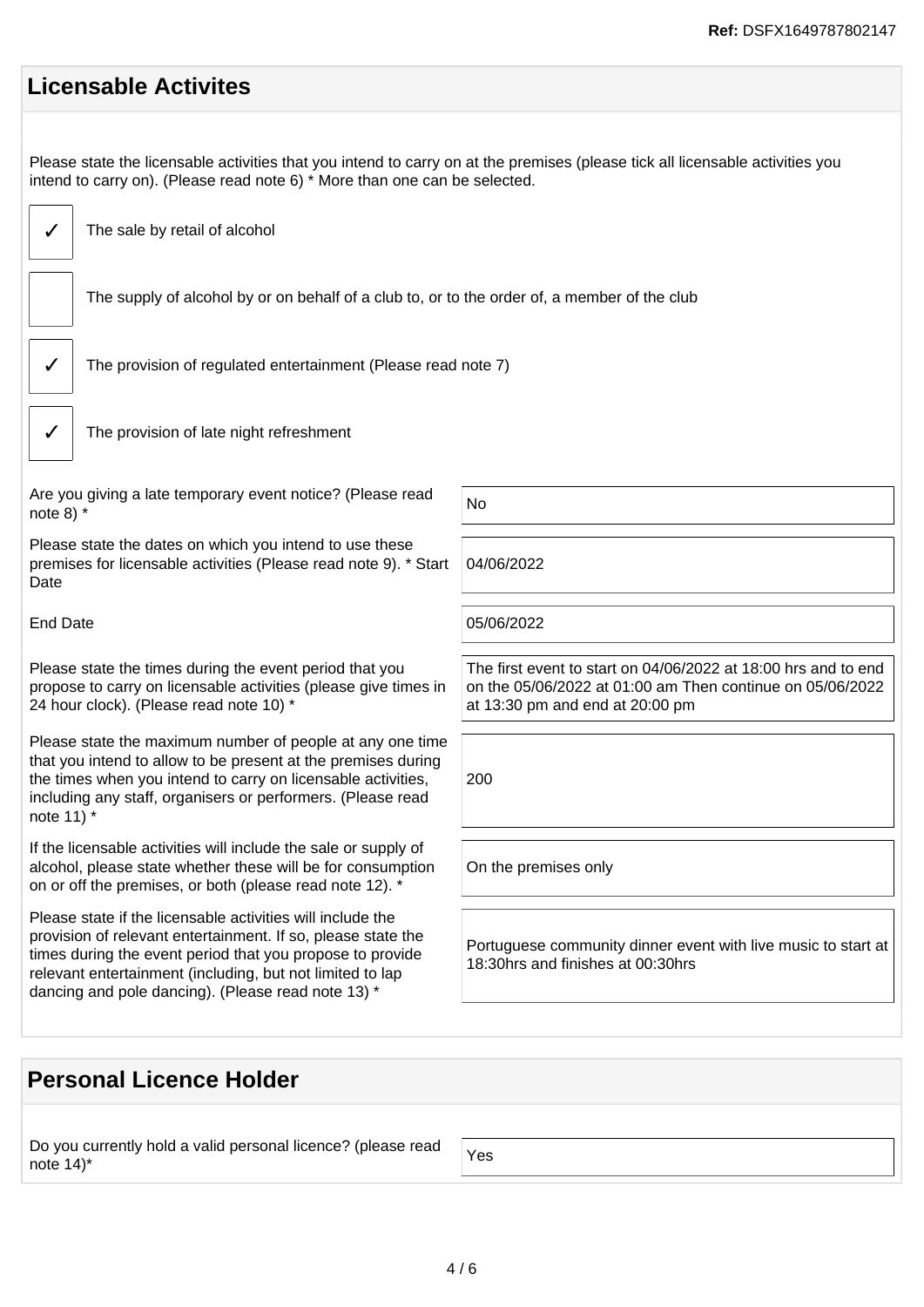## Licensable Activites

Please state the licensable activities that you intend to carry on at the premises (please tick all licensable activities you intend to carry on). (Please read note 6) * More than one can be selected.

- [x] The sale by retail of alcohol
- [ ] The supply of alcohol by or on behalf of a club to, or to the order of, a member of the club
- [x] The provision of regulated entertainment (Please read note 7)
- [x] The provision of late night refreshment

| | |
|---|---|
| Are you giving a late temporary event notice? (Please read note 8) * | No |
| Please state the dates on which you intend to use these premises for licensable activities (Please read note 9). * Start Date | 04/06/2022 |
| End Date | 05/06/2022 |
| Please state the times during the event period that you propose to carry on licensable activities (please give times in 24 hour clock). (Please read note 10) * | The first event to start on 04/06/2022 at 18:00 hrs and to end on the 05/06/2022 at 01:00 am Then continue on 05/06/2022 at 13:30 pm and end at 20:00 pm |
| Please state the maximum number of people at any one time that you intend to allow to be present at the premises during the times when you intend to carry on licensable activities, including any staff, organisers or performers. (Please read note 11) * | 200 |
| If the licensable activities will include the sale or supply of alcohol, please state whether these will be for consumption on or off the premises, or both (please read note 12). * | On the premises only |
| Please state if the licensable activities will include the provision of relevant entertainment. If so, please state the times during the event period that you propose to provide relevant entertainment (including, but not limited to lap dancing and pole dancing). (Please read note 13) * | Portuguese community dinner event with live music to start at 18:30hrs and finishes at 00:30hrs |

## Personal Licence Holder

| | |
|---|---|
| Do you currently hold a valid personal licence? (please read note 14)* | Yes |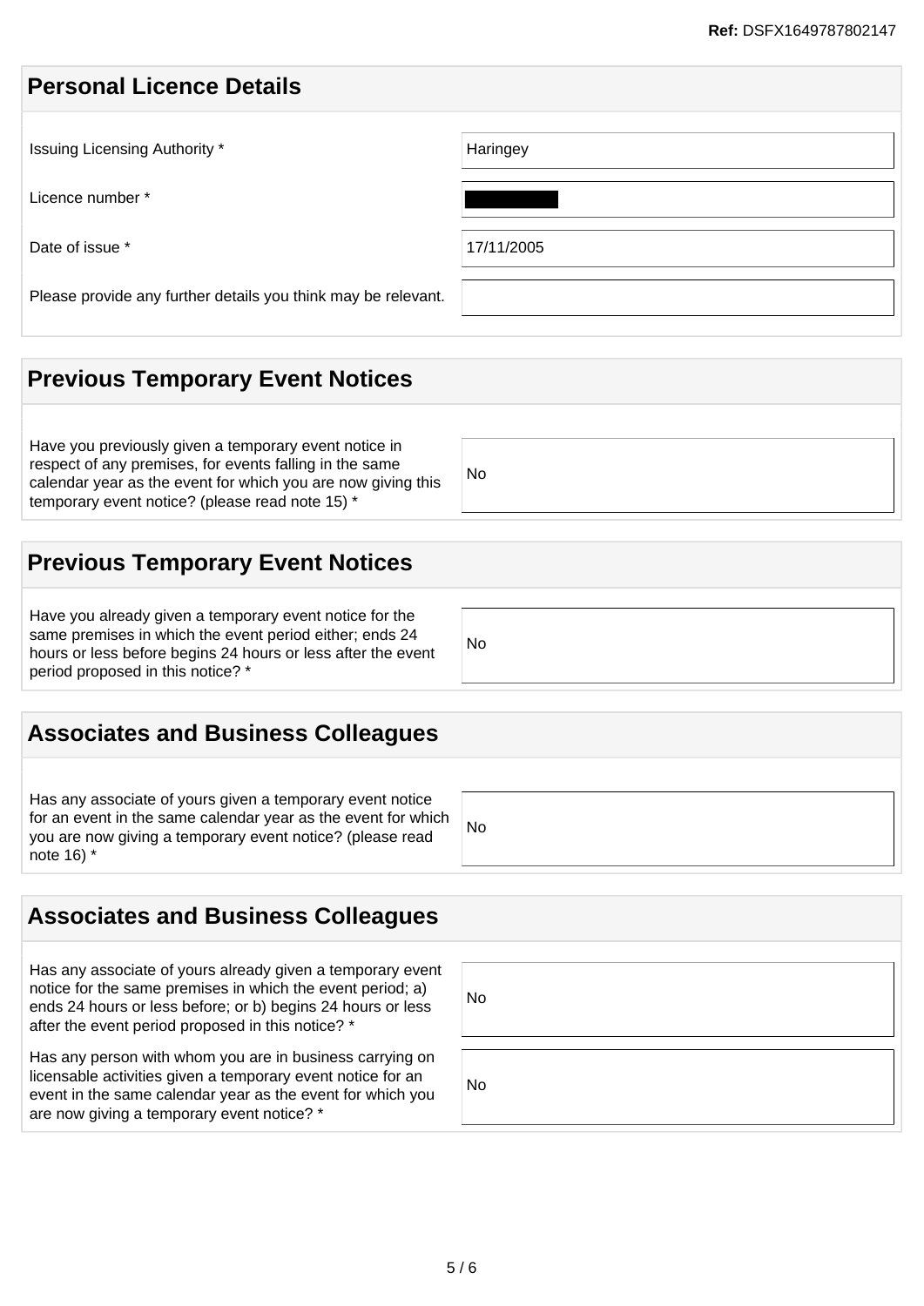Ref: DSFX1649787802147

## Personal Licence Details

| | |
|---|---|
| Issuing Licensing Authority * | Haringey |
| Licence number * | ██████ |
| Date of issue * | 17/11/2005 |
| Please provide any further details you think may be relevant. | |

## Previous Temporary Event Notices

| | |
|---|---|
| Have you previously given a temporary event notice in respect of any premises, for events falling in the same calendar year as the event for which you are now giving this temporary event notice? (please read note 15) * | No |

## Previous Temporary Event Notices

| | |
|---|---|
| Have you already given a temporary event notice for the same premises in which the event period either; ends 24 hours or less before begins 24 hours or less after the event period proposed in this notice? * | No |

## Associates and Business Colleagues

| | |
|---|---|
| Has any associate of yours given a temporary event notice for an event in the same calendar year as the event for which you are now giving a temporary event notice? (please read note 16) * | No |

## Associates and Business Colleagues

| | |
|---|---|
| Has any associate of yours already given a temporary event notice for the same premises in which the event period; a) ends 24 hours or less before; or b) begins 24 hours or less after the event period proposed in this notice? * | No |
| Has any person with whom you are in business carrying on licensable activities given a temporary event notice for an event in the same calendar year as the event for which you are now giving a temporary event notice? * | No |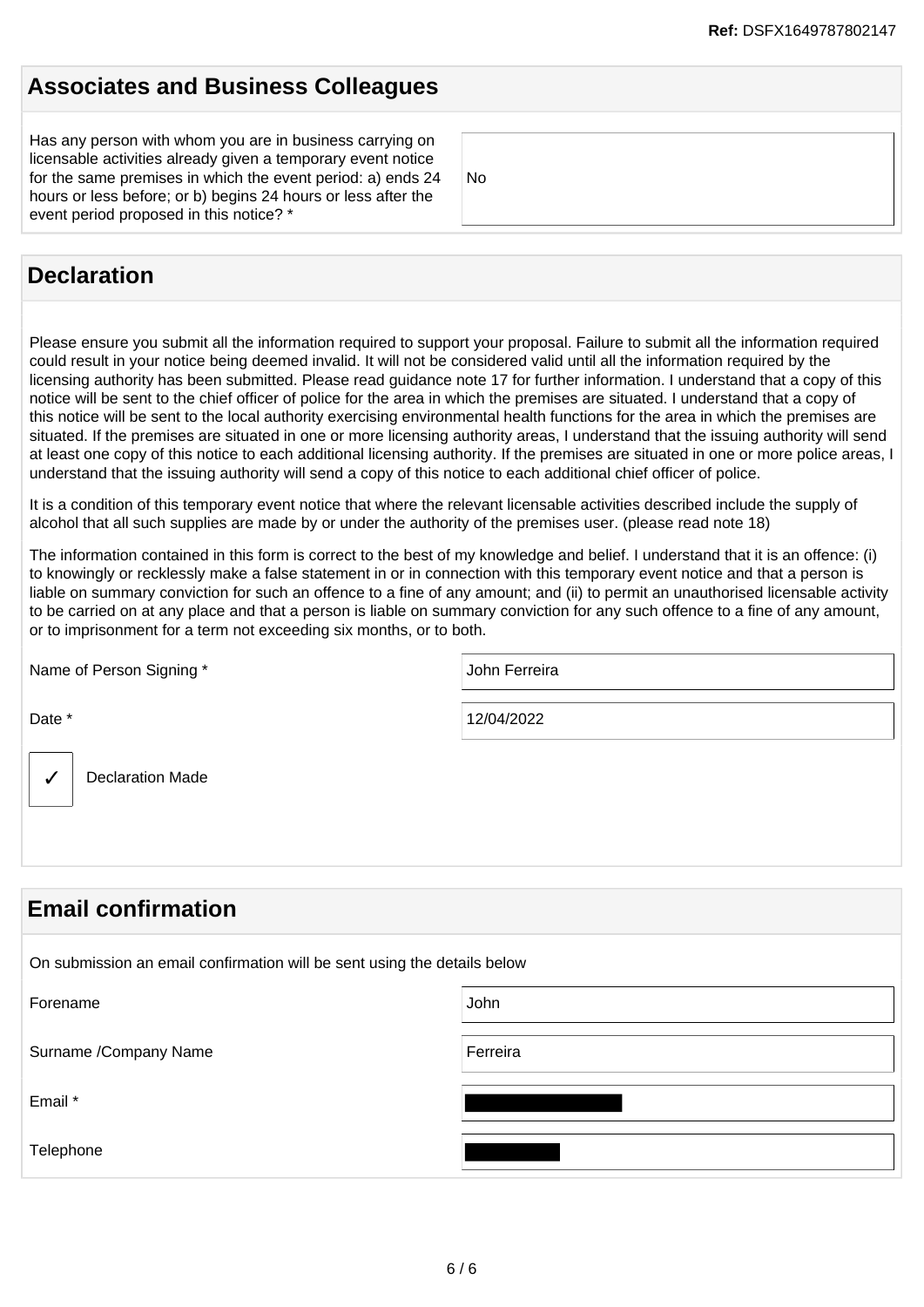## Associates and Business Colleagues

| | |
|---|---|
| Has any person with whom you are in business carrying on licensable activities already given a temporary event notice for the same premises in which the event period: a) ends 24 hours or less before; or b) begins 24 hours or less after the event period proposed in this notice? * | No |

## Declaration

Please ensure you submit all the information required to support your proposal. Failure to submit all the information required could result in your notice being deemed invalid. It will not be considered valid until all the information required by the licensing authority has been submitted. Please read guidance note 17 for further information. I understand that a copy of this notice will be sent to the chief officer of police for the area in which the premises are situated. I understand that a copy of this notice will be sent to the local authority exercising environmental health functions for the area in which the premises are situated. If the premises are situated in one or more licensing authority areas, I understand that the issuing authority will send at least one copy of this notice to each additional licensing authority. If the premises are situated in one or more police areas, I understand that the issuing authority will send a copy of this notice to each additional chief officer of police.

It is a condition of this temporary event notice that where the relevant licensable activities described include the supply of alcohol that all such supplies are made by or under the authority of the premises user. (please read note 18)

The information contained in this form is correct to the best of my knowledge and belief. I understand that it is an offence: (i) to knowingly or recklessly make a false statement in or in connection with this temporary event notice and that a person is liable on summary conviction for such an offence to a fine of any amount; and (ii) to permit an unauthorised licensable activity to be carried on at any place and that a person is liable on summary conviction for any such offence to a fine of any amount, or to imprisonment for a term not exceeding six months, or to both.

| | |
|---|---|
| Name of Person Signing * | John Ferreira |
| Date * | 12/04/2022 |

✓ Declaration Made

## Email confirmation

On submission an email confirmation will be sent using the details below

| | |
|---|---|
| Forename | John |
| Surname /Company Name | Ferreira |
| Email * | [redacted] |
| Telephone | [redacted] |